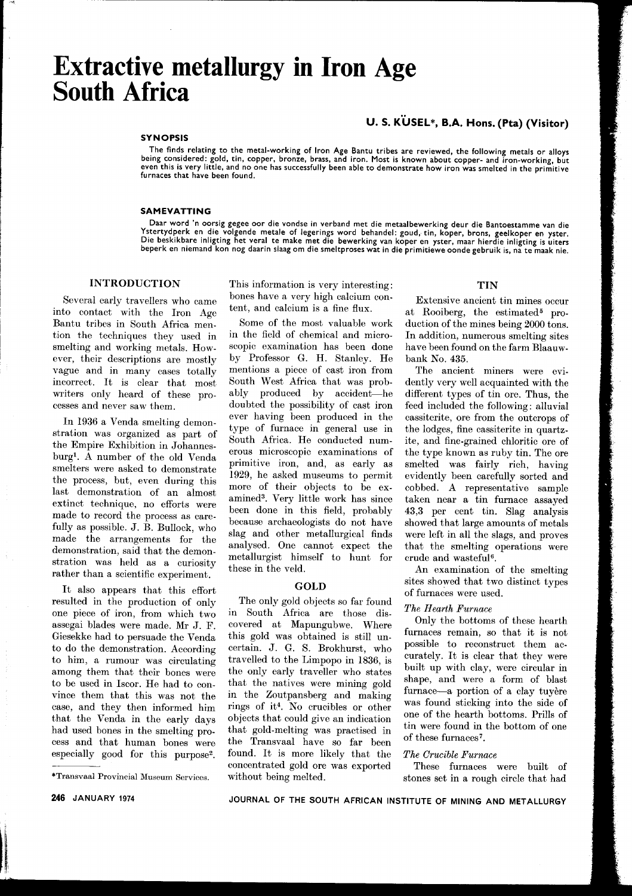# Extractive metallurgy in Iron Age South Africa

**U. S. KÜSEL*, B.A. Hons. (Pta) (Visitor)**

### SYNOPSIS

The finds relating to the metal-working of Iron Age Bantu tribes are reviewed, the following metals or alloys being considered: gold, tin, copper, bronze, brass, and iron. Most is known about copper- and iron-working, but even this is very little, and no one has successfully been able to demonstrate how iron was smelted in the primitive furnaces that have been found.

### SAMEVATTING

Daar word 'n oorsig gegee oor die vondse in verband met die metaalbewerking deur die Bantoestamme van die Ystertydperk en die volgende metale of legerings word behandel: goud, tin, koper, brons, geelkoper en yster. Die beskikbare inligting het veral te make met die bewerking van koper en yster, maar hierdie inligting is uiters beperk en niemand kon nog daarin slaag om die smeltproses wat in die primitiewe oonde gebruik is, na te maak nie.

## INTRODUCTION

Several early travellers who came into contact with the Iron Age Bantu tribes in South Africa mention the techniques they used in smelting and working metals. However, their descriptions are mostly vague and in many cases totally incorrect. It is clear that most writers only heard of these processes and never saw them.

In 1936 a Venda smelting demonstration was organized as part of the Empire Exhibition in Johannesburg[1]. A number of the old Venda smelters were asked to demonstrate the process, but, even during this last demonstration of an almost extinct technique, no efforts were made to record the process as carefully as possible. J. B. Bullock, who made the arrangements for the demonstration, said that the demonstration was held as a curiosity rather than a scientific experiment.

It also appears that this effort resulted in the production of only one piece of iron, from which two assegai blades were made. Mr J. F. Giesekke had to persuade the Venda to do the demonstration. According to him, a rumour was circulating among them that their bones were to be used in Iscor. He had to convince them that this was not the case, and they then informed him that the Venda in the early days had used bones in the smelting process and that human bones were especially good for this purpose[2]. This information is very interesting: bones have a very high calcium content, and calcium is a fine flux.

Some of the most valuable work in the field of chemical and microscopic examination has been done by Professor G. H. Stanley. He mentions a piece of cast iron from South West Africa that was probably produced by accident—he doubted the possibility of cast iron ever having been produced in the type of furnace in general use in South Africa. He conducted numerous microscopic examinations of primitive iron, and, as early as 1929, he asked museums to permit more of their objects to be examined[3]. Very little work has since been done in this field, probably because archaeologists do not have slag and other metallurgical finds analysed. One cannot expect the metallurgist himself to hunt for these in the veld.

## GOLD

The only gold objects so far found in South Africa are those discovered at Mapungubwe. Where this gold was obtained is still uncertain. J. G. S. Brokhurst, who travelled to the Limpopo in 1836, is the only early traveller who states that the natives were mining gold in the Zoutpansberg and making rings of it[4]. No crucibles or other objects that could give an indication that gold-melting was practised in the Transvaal have so far been found. It is more likely that the concentrated gold ore was exported without being melted.

## TIN

Extensive ancient tin mines occur at Rooiberg, the estimated[5] production of the mines being 2000 tons. In addition, numerous smelting sites have been found on the farm Blaauwbank No. 435.

The ancient miners were evidently very well acquainted with the different types of tin ore. Thus, the feed included the following: alluvial cassiterite, ore from the outcrops of the lodges, fine cassiterite in quartzite, and fine-grained chloritic ore of the type known as ruby tin. The ore smelted was fairly rich, having evidently been carefully sorted and cobbed. A representative sample taken near a tin furnace assayed 43,3 per cent tin. Slag analysis showed that large amounts of metals were left in all the slags, and proves that the smelting operations were crude and wasteful[6].

An examination of the smelting sites showed that two distinct types of furnaces were used.

### *The Hearth Furnace*

Only the bottoms of these hearth furnaces remain, so that it is not possible to reconstruct them accurately. It is clear that they were built up with clay, were circular in shape, and were a form of blast furnace—a portion of a clay tuyère was found sticking into the side of one of the hearth bottoms. Prills of tin were found in the bottom of one of these furnaces[7].

### *The Crucible Furnace*

These furnaces were built of stones set in a rough circle that had

*Transvaal Provincial Museum Services.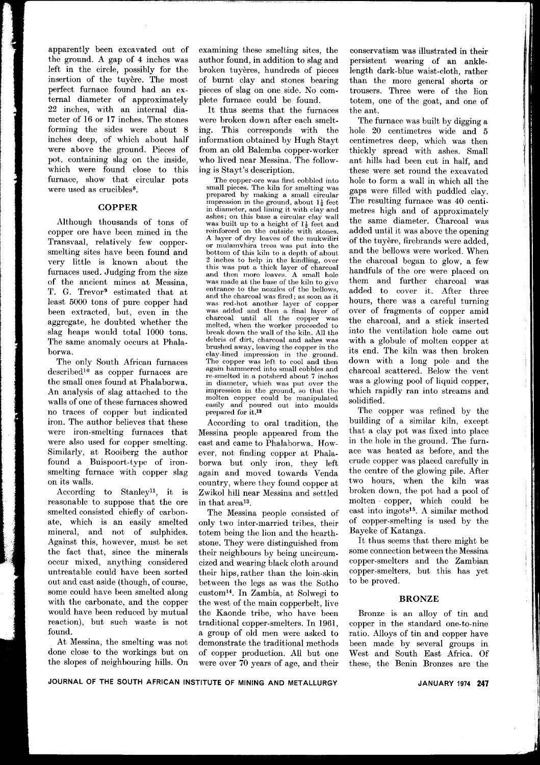apparently been excavated out of the ground. A gap of 4 inches was left in the circle, possibly for the insertion of the tuyère. The most perfect furnace found had an external diameter of approximately 22 inches, with an internal diameter of 16 or 17 inches. The stones forming the sides were about 8 inches deep, of which about half were above the ground. Pieces of pot, containing slag on the inside, which were found close to this furnace, show that circular pots were used as crucibles[8].

## COPPER

Although thousands of tons of copper ore have been mined in the Transvaal, relatively few copper-smelting sites have been found and very little is known about the furnaces used. Judging from the size of the ancient mines at Messina, T. G. Trevor[9] estimated that at least 5000 tons of pure copper had been extracted, but, even in the aggregate, he doubted whether the slag heaps would total 1000 tons. The same anomaly occurs at Phalaborwa.

The only South African furnaces described[10] as copper furnaces are the small ones found at Phalaborwa. An analysis of slag attached to the walls of one of these furnaces showed no traces of copper but indicated iron. The author believes that these were iron-smelting furnaces that were also used for copper smelting. Similarly, at Rooiberg the author found a Buispoort-type of iron-smelting furnace with copper slag on its walls.

According to Stanley[11], it is reasonable to suppose that the ore smelted consisted chiefly of carbonate, which is an easily smelted mineral, and not of sulphides. Against this, however, must be set the fact that, since the minerals occur mixed, anything considered untreatable could have been sorted out and cast aside (though, of course, some could have been smelted along with the carbonate, and the copper would have been reduced by mutual reaction), but such waste is not found.

At Messina, the smelting was not done close to the workings but on the slopes of neighbouring hills. On examining these smelting sites, the author found, in addition to slag and broken tuyères, hundreds of pieces of burnt clay and stones bearing pieces of slag on one side. No complete furnace could be found.

It thus seems that the furnaces were broken down after each smelting. This corresponds with the information obtained by Hugh Stayt from an old Balemba copper-worker who lived near Messina. The following is Stayt's description.

> The copper-ore was first cobbled into small pieces. The kiln for smelting was prepared by making a small circular impression in the ground, about 1½ feet in diameter, and lining it with clay and ashes; on this base a circular clay wall was built up to a height of 1½ feet and reinforced on the outside with stones. A layer of dry leaves of the mukwiliri or mulamvhira trees was put into the bottom of this kiln to a depth of about 2 inches to help in the kindling, over this was put a thick layer of charcoal and then more leaves. A small hole was made at the base of the kiln to give entrance to the nozzles of the bellows, and the charcoal was fired; as soon as it was red-hot another layer of copper was added and then a final layer of charcoal until all the copper was melted, when the worker proceeded to break down the wall of the kiln. All the debris of dirt, charcoal and ashes was brushed away, leaving the copper in the clay-lined impression in the ground. The copper was left to cool and then again hammered into small cobbles and re-smelted in a potsherd about 7 inches in diameter, which was put over the impression in the ground, so that the molten copper could be manipulated easily and poured out into moulds prepared for it.[12]

According to oral tradition, the Messina people appeared from the east and came to Phalaborwa. However, not finding copper at Phalaborwa but only iron, they left again and moved towards Venda country, where they found copper at Zwikol hill near Messina and settled in that area[13].

The Messina people consisted of only two inter-married tribes, their totem being the lion and the hearth-stone. They were distinguished from their neighbours by being uncircumcized and wearing black cloth around their hips, rather than the loin-skin between the legs as was the Sotho custom[14]. In Zambia, at Solwegi to the west of the main copperbelt, live the Kaonde tribe, who have been traditional copper-smelters. In 1961, a group of old men were asked to demonstrate the traditional methods of copper production. All but one were over 70 years of age, and their conservatism was illustrated in their persistent wearing of an ankle-length dark-blue waist-cloth, rather than the more general shorts or trousers. Three were of the lion totem, one of the goat, and one of the ant.

The furnace was built by digging a hole 20 centimetres wide and 5 centimetres deep, which was then thickly spread with ashes. Small ant hills had been cut in half, and these were set round the excavated hole to form a wall in which all the gaps were filled with puddled clay. The resulting furnace was 40 centimetres high and of approximately the same diameter. Charcoal was added until it was above the opening of the tuyère, firebrands were added, and the bellows were worked. When the charcoal began to glow, a few handfuls of the ore were placed on them and further charcoal was added to cover it. After three hours, there was a careful turning over of fragments of copper amid the charcoal, and a stick inserted into the ventilation hole came out with a globule of molten copper at its end. The kiln was then broken down with a long pole and the charcoal scattered. Below the vent was a glowing pool of liquid copper, which rapidly ran into streams and solidified.

The copper was refined by the building of a similar kiln, except that a clay pot was fixed into place in the hole in the ground. The furnace was heated as before, and the crude copper was placed carefully in the centre of the glowing pile. After two hours, when the kiln was broken down, the pot had a pool of molten copper, which could be cast into ingots[15]. A similar method of copper-smelting is used by the Bayeke of Katanga.

It thus seems that there might be some connection between the Messina copper-smelters and the Zambian copper-smelters, but this has yet to be proved.

## BRONZE

Bronze is an alloy of tin and copper in the standard one-to-nine ratio. Alloys of tin and copper have been made by several groups in West and South East Africa. Of these, the Benin Bronzes are the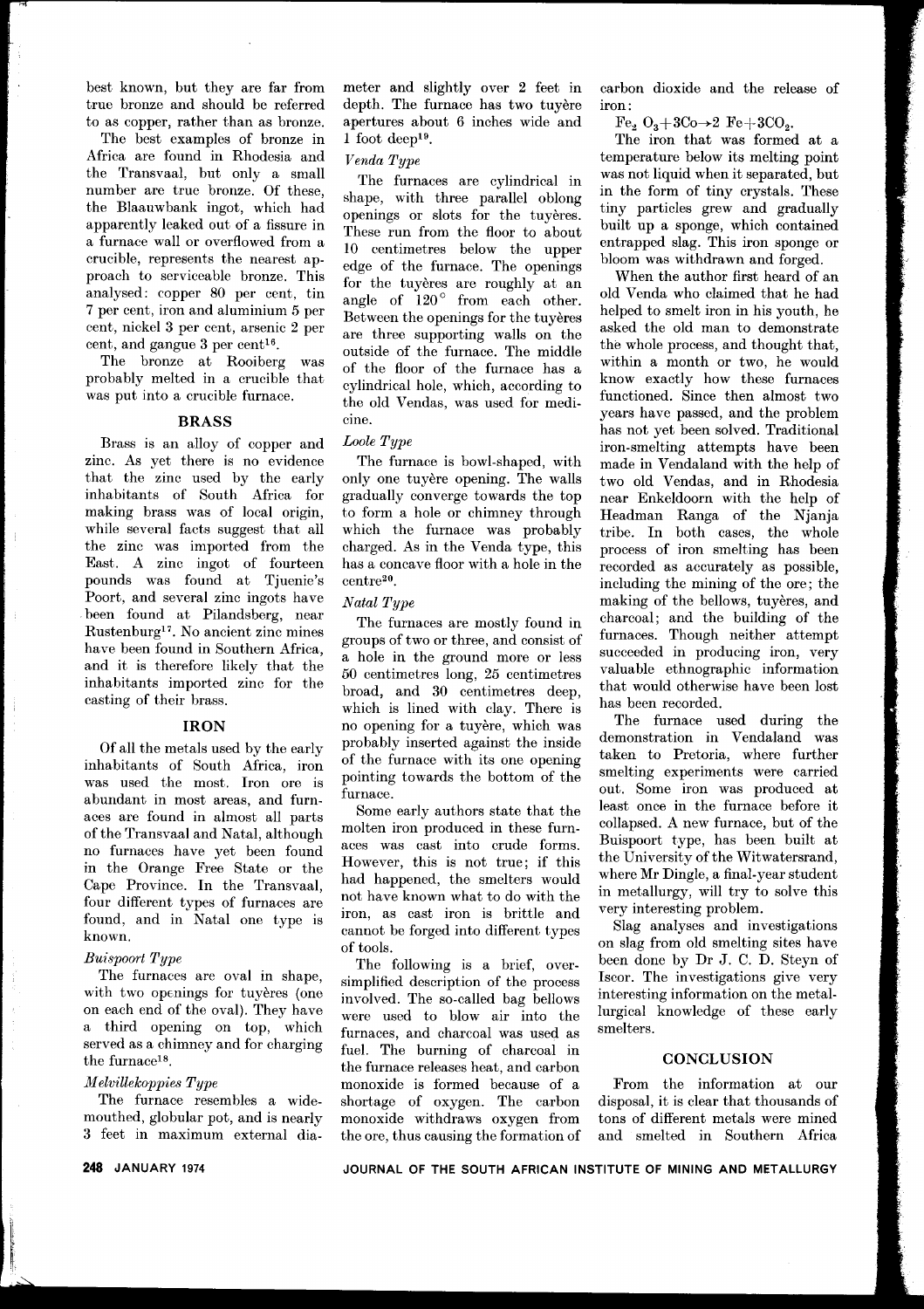best known, but they are far from true bronze and should be referred to as copper, rather than as bronze.

The best examples of bronze in Africa are found in Rhodesia and the Transvaal, but only a small number are true bronze. Of these, the Blaauwbank ingot, which had apparently leaked out of a fissure in a furnace wall or overflowed from a crucible, represents the nearest approach to serviceable bronze. This analysed: copper 80 per cent, tin 7 per cent, iron and aluminium 5 per cent, nickel 3 per cent, arsenic 2 per cent, and gangue 3 per cent[16].

The bronze at Rooiberg was probably melted in a crucible that was put into a crucible furnace.

## BRASS

Brass is an alloy of copper and zinc. As yet there is no evidence that the zinc used by the early inhabitants of South Africa for making brass was of local origin, while several facts suggest that all the zinc was imported from the East. A zinc ingot of fourteen pounds was found at Tjuenie's Poort, and several zinc ingots have been found at Pilandsberg, near Rustenburg[17]. No ancient zinc mines have been found in Southern Africa, and it is therefore likely that the inhabitants imported zinc for the casting of their brass.

## IRON

Of all the metals used by the early inhabitants of South Africa, iron was used the most. Iron ore is abundant in most areas, and furnaces are found in almost all parts of the Transvaal and Natal, although no furnaces have yet been found in the Orange Free State or the Cape Province. In the Transvaal, four different types of furnaces are found, and in Natal one type is known.

### *Buispoort Type*

The furnaces are oval in shape, with two openings for tuyères (one on each end of the oval). They have a third opening on top, which served as a chimney and for charging the furnace[18].

### *Melvillekoppies Type*

The furnace resembles a wide-mouthed, globular pot, and is nearly 3 feet in maximum external diameter and slightly over 2 feet in depth. The furnace has two tuyère apertures about 6 inches wide and 1 foot deep[19].

### *Venda Type*

The furnaces are cylindrical in shape, with three parallel oblong openings or slots for the tuyères. These run from the floor to about 10 centimetres below the upper edge of the furnace. The openings for the tuyères are roughly at an angle of 120° from each other. Between the openings for the tuyères are three supporting walls on the outside of the furnace. The middle of the floor of the furnace has a cylindrical hole, which, according to the old Vendas, was used for medicine.

### *Loole Type*

The furnace is bowl-shaped, with only one tuyère opening. The walls gradually converge towards the top to form a hole or chimney through which the furnace was probably charged. As in the Venda type, this has a concave floor with a hole in the centre[20].

### *Natal Type*

The furnaces are mostly found in groups of two or three, and consist of a hole in the ground more or less 50 centimetres long, 25 centimetres broad, and 30 centimetres deep, which is lined with clay. There is no opening for a tuyère, which was probably inserted against the inside of the furnace with its one opening pointing towards the bottom of the furnace.

Some early authors state that the molten iron produced in these furnaces was cast into crude forms. However, this is not true; if this had happened, the smelters would not have known what to do with the iron, as cast iron is brittle and cannot be forged into different types of tools.

The following is a brief, oversimplified description of the process involved. The so-called bag bellows were used to blow air into the furnaces, and charcoal was used as fuel. The burning of charcoal in the furnace releases heat, and carbon monoxide is formed because of a shortage of oxygen. The carbon monoxide withdraws oxygen from the ore, thus causing the formation of carbon dioxide and the release of iron:

$$Fe_2O_3 + 3Co \rightarrow 2\ Fe + 3CO_2.$$

The iron that was formed at a temperature below its melting point was not liquid when it separated, but in the form of tiny crystals. These tiny particles grew and gradually built up a sponge, which contained entrapped slag. This iron sponge or bloom was withdrawn and forged.

When the author first heard of an old Venda who claimed that he had helped to smelt iron in his youth, he asked the old man to demonstrate the whole process, and thought that, within a month or two, he would know exactly how these furnaces functioned. Since then almost two years have passed, and the problem has not yet been solved. Traditional iron-smelting attempts have been made in Vendaland with the help of two old Vendas, and in Rhodesia near Enkeldoorn with the help of Headman Ranga of the Njanja tribe. In both cases, the whole process of iron smelting has been recorded as accurately as possible, including the mining of the ore; the making of the bellows, tuyères, and charcoal; and the building of the furnaces. Though neither attempt succeeded in producing iron, very valuable ethnographic information that would otherwise have been lost has been recorded.

The furnace used during the demonstration in Vendaland was taken to Pretoria, where further smelting experiments were carried out. Some iron was produced at least once in the furnace before it collapsed. A new furnace, but of the Buispoort type, has been built at the University of the Witwatersrand, where Mr Dingle, a final-year student in metallurgy, will try to solve this very interesting problem.

Slag analyses and investigations on slag from old smelting sites have been done by Dr J. C. D. Steyn of Iscor. The investigations give very interesting information on the metallurgical knowledge of these early smelters.

## CONCLUSION

From the information at our disposal, it is clear that thousands of tons of different metals were mined and smelted in Southern Africa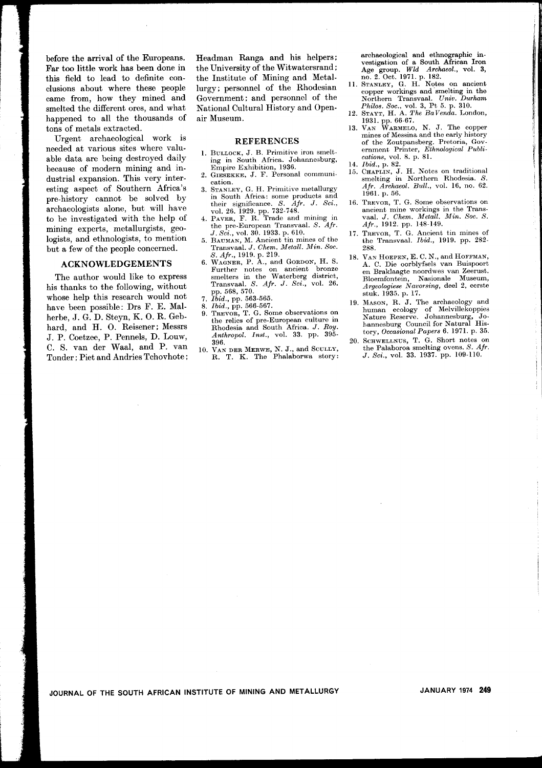before the arrival of the Europeans. Far too little work has been done in this field to lead to definite conclusions about where these people came from, how they mined and smelted the different ores, and what happened to all the thousands of tons of metals extracted.

Urgent archaeological work is needed at various sites where valuable data are being destroyed daily because of modern mining and industrial expansion. This very interesting aspect of Southern Africa's pre-history cannot be solved by archaeologists alone, but will have to be investigated with the help of mining experts, metallurgists, geologists, and ethnologists, to mention but a few of the people concerned.

## ACKNOWLEDGEMENTS

The author would like to express his thanks to the following, without whose help this research would not have been possible: Drs F. E. Malherbe, J. G. D. Steyn, K. O. R. Gebhard, and H. O. Reisener; Messrs J. P. Coetzee, P. Pennels, D. Louw, C. S. van der Waal, and P. van Tonder; Piet and Andries Tchovhote; Headman Ranga and his helpers; the University of the Witwatersrand; the Institute of Mining and Metallurgy; personnel of the Rhodesian Government; and personnel of the National Cultural History and Open-air Museum.

## REFERENCES

1. Bullock, J. B. Primitive iron smelting in South Africa. Johannesburg, Empire Exhibition, 1936.
2. Giesekke, J. F. Personal communication.
3. Stanley, G. H. Primitive metallurgy in South Africa: some products and their significance. *S. Afr. J. Sci.*, vol. 26. 1929. pp. 732-748.
4. Paver, F. R. Trade and mining in the pre-European Transvaal. *S. Afr. J. Sci.*, vol. 30. 1933. p. 610.
5. Bauman, M. Ancient tin mines of the Transvaal. *J. Chem. Metall. Min. Soc. S. Afr.*, 1919. p. 219.
6. Wagner, P. A., and Gordon, H. S. Further notes on ancient bronze smelters in the Waterberg district, Transvaal. *S. Afr. J. Sci.*, vol. 26. pp. 568, 570.
7. *Ibid.*, pp. 563-565.
8. *Ibid.*, pp. 566-567.
9. Trevor, T. G. Some observations on the relics of pre-European culture in Rhodesia and South Africa. *J. Roy. Anthropol. Inst.*, vol. 33. pp. 395-396.
10. Van der Merwe, N. J., and Scully, R. T. K. The Phalaborwa story: archaeological and ethnographic investigation of a South African Iron Age group. *Wld Archaeol.*, vol. 3, no. 2. Oct. 1971. p. 182.
11. Stanley, G. H. Notes on ancient copper workings and smelting in the Northern Transvaal. *Univ. Durham Philos. Soc.*, vol. 3, Pt 5. p. 310.
12. Stayt, H. A. *The BaVenda.* London, 1931. pp. 66-67.
13. Van Warmelo, N. J. The copper mines of Messina and the early history of the Zoutpansberg. Pretoria, Government Printer, *Ethnological Publications*, vol. 8. p. 81.
14. *Ibid.*, p. 82.
15. Chaplin, J. H. Notes on traditional smelting in Northern Rhodesia. *S. Afr. Archaeol. Bull.*, vol. 16, no. 62. 1961. p. 56.
16. Trevor, T. G. Some observations on ancient mine workings in the Transvaal. *J. Chem. Metall. Min. Soc. S. Afr.*, 1912. pp. 148-149.
17. Trevor, T. G. Ancient tin mines of the Transvaal. *Ibid.*, 1919. pp. 282-288.
18. Van Hoepen, E. C. N., and Hoffman, A. C. Die oorblyfsels van Buispoort en Braklaagte noordwes van Zeerust. Bloemfontein, Nasionale Museum, *Argeologiese Navorsing*, deel 2, eerste stuk. 1935. p. 17.
19. Mason, R. J. The archaeology and human ecology of Melvillekoppies Nature Reserve. Johannesburg, Johannesburg Council for Natural History, *Occasional Papers* 6. 1971. p. 35.
20. Schwellnus, T. G. Short notes on the Palaboroa smelting ovens. *S. Afr. J. Sci.*, vol. 33. 1937. pp. 109-110.